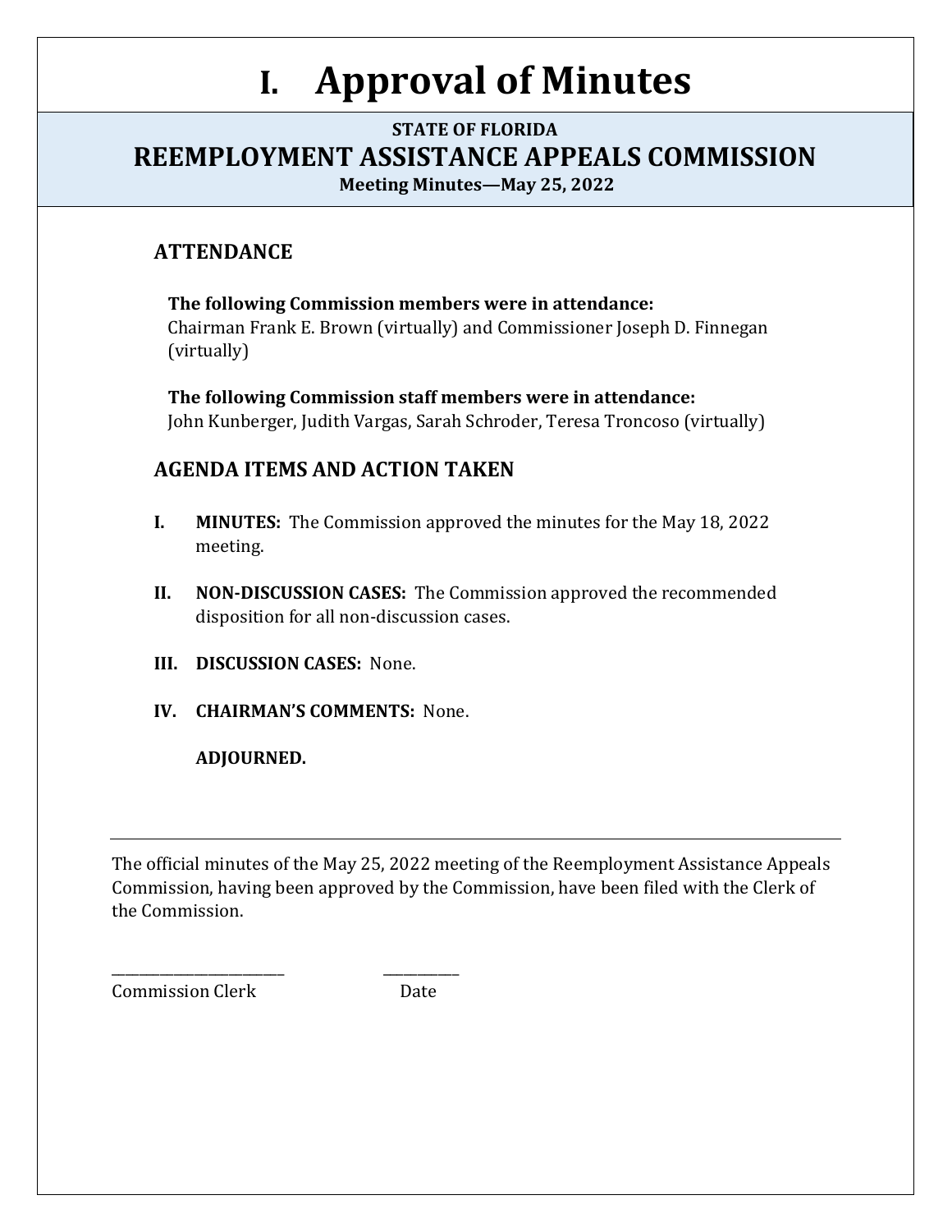# I. Approval of Minutes

**STATE OF FLORIDA**

## REEMPLOYMENT ASSISTANCE APPEALS COMMISSION

**Meeting Minues—May 25, 2022**

### ATTENDANCE

**The following Commission members were in attendance:**
Chairman Frank E. Brown (virtually) and Commissioner Joseph D. Finnegan (virtually)

**The following Commission staff members were in attendance:**
John Kunberger, Judith Vargas, Sarah Schroder, Teresa Troncoso (virtually)

### AGENDA ITEMS AND ACTION TAKEN

**I. MINUTES:** The Commission approved the minutes for the May 18, 2022 meeting.

**II. NON-DISCUSSION CASES:** The Commission approved the recommended disposition for all non-discussion cases.

**III. DISCUSSION CASES:** None.

**IV. CHAIRMAN'S COMMENTS:** None.

**ADJOURNED.**

---

The official minutes of the May 25, 2022 meeting of the Reemployment Assistance Appeals Commission, having been approved by the Commission, have been filed with the Clerk of the Commission.

\_\_\_\_\_\_\_\_\_\_\_\_\_\_\_\_\_\_\_\_\_\_\_\_ \_\_\_\_\_\_\_\_\_\_
Commission Clerk Date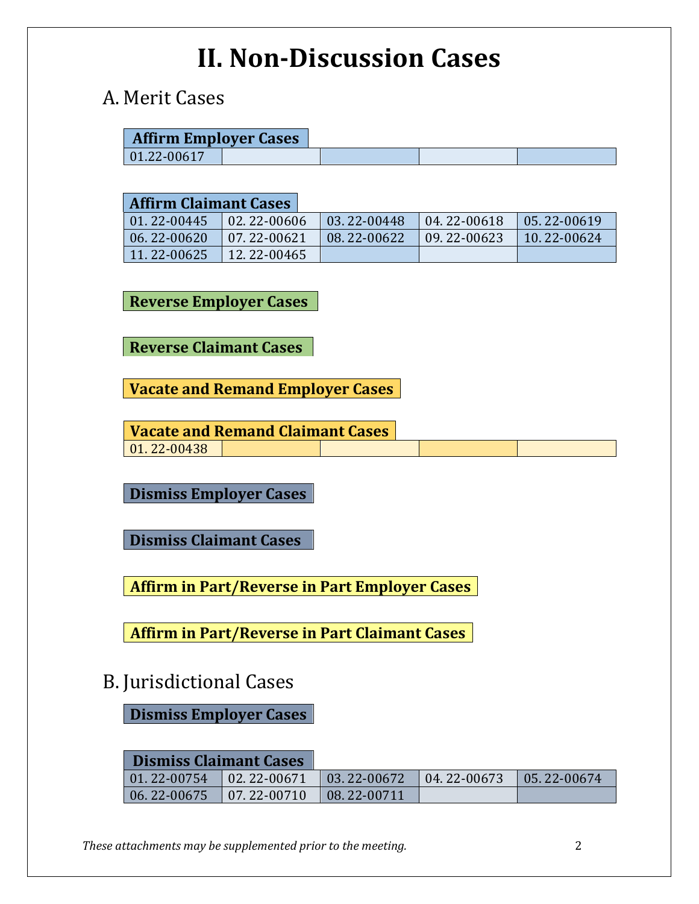# II. Non-Discussion Cases

## A. Merit Cases

**Affirm Employer Cases**

| | | | | |
|---|---|---|---|---|
| 01.22-00617 | | | | |

**Affirm Claimant Cases**

| | | | | |
|---|---|---|---|---|
| 01. 22-00445 | 02. 22-00606 | 03. 22-00448 | 04. 22-00618 | 05. 22-00619 |
| 06. 22-00620 | 07. 22-00621 | 08. 22-00622 | 09. 22-00623 | 10. 22-00624 |
| 11. 22-00625 | 12. 22-00465 | | | |

**Reverse Employer Cases**

**Reverse Claimant Cases**

**Vacate and Remand Employer Cases**

**Vacate and Remand Claimant Cases**

| | | | | |
|---|---|---|---|---|
| 01. 22-00438 | | | | |

**Dismiss Employer Cases**

**Dismiss Claimant Cases**

**Affirm in Part/Reverse in Part Employer Cases**

**Affirm in Part/Reverse in Part Claimant Cases**

## B. Jurisdictional Cases

**Dismiss Employer Cases**

**Dismiss Claimant Cases**

| | | | | |
|---|---|---|---|---|
| 01. 22-00754 | 02. 22-00671 | 03. 22-00672 | 04. 22-00673 | 05. 22-00674 |
| 06. 22-00675 | 07. 22-00710 | 08. 22-00711 | | |

*These attachments may be supplemented prior to the meeting.*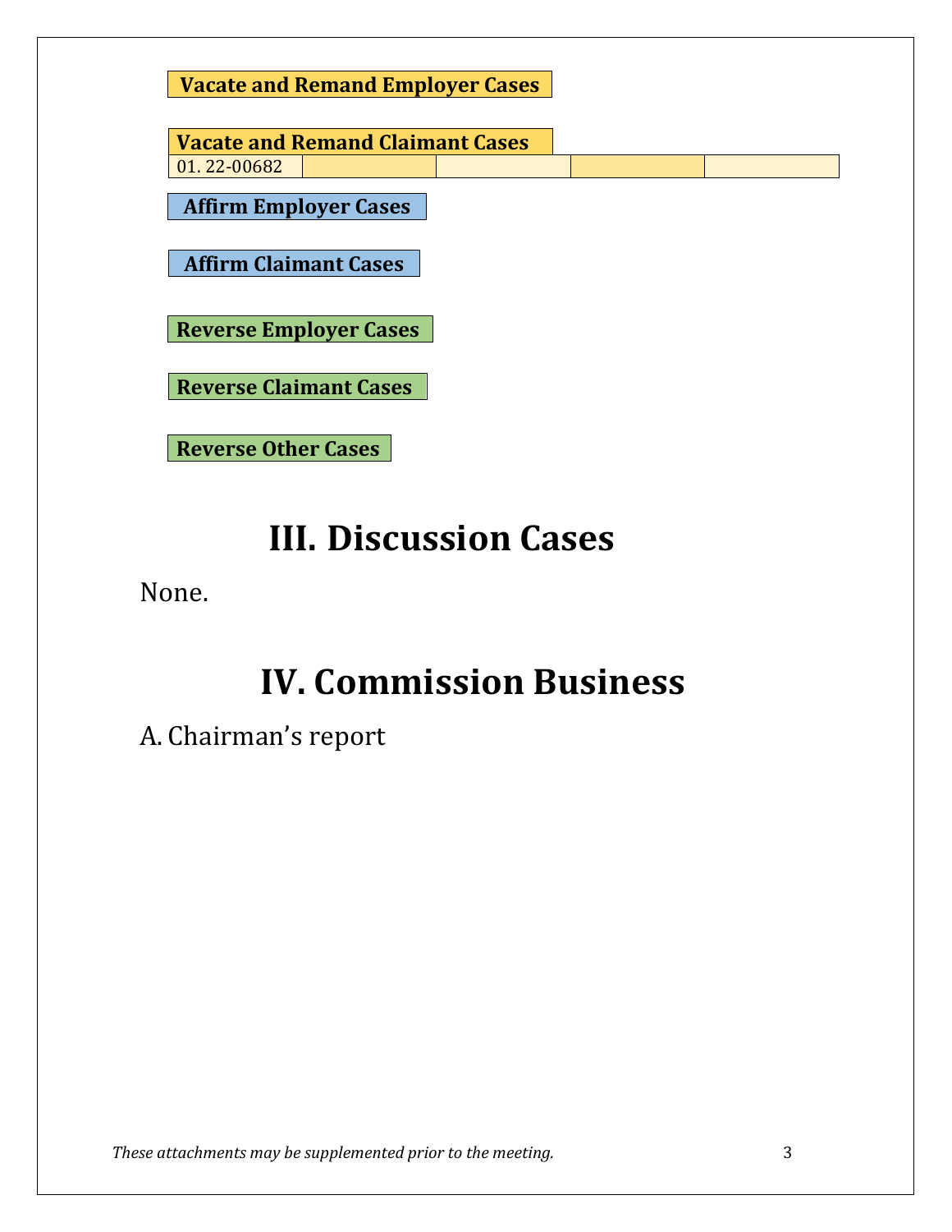**Vacate and Remand Employer Cases**

**Vacate and Remand Claimant Cases**

| | | | | |
|---|---|---|---|---|
| 01. 22-00682 | | | | |

**Affirm Employer Cases**

**Affirm Claimant Cases**

**Reverse Employer Cases**

**Reverse Claimant Cases**

**Reverse Other Cases**

# III. Discussion Cases

None.

# IV. Commission Business

A. Chairman's report

*These attachments may be supplemented prior to the meeting.*